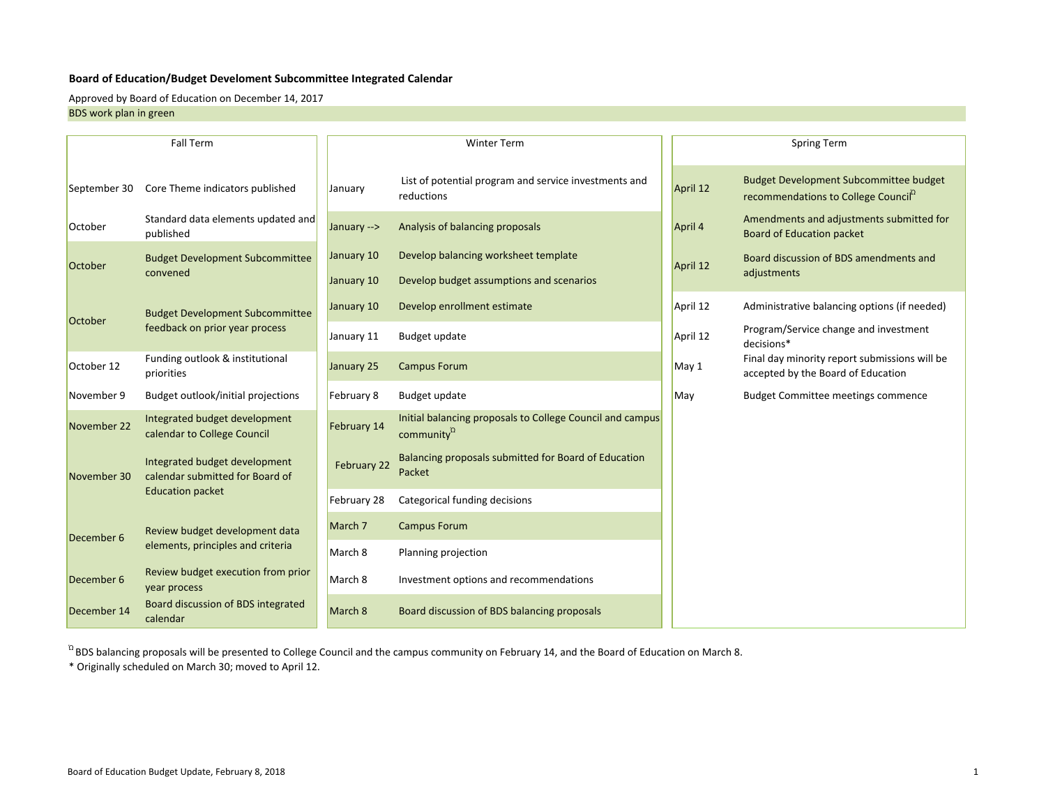**Board of Education/Budget Develoment Subcommittee Integrated Calendar**

Approved by Board of Education on December 14, 2017

BDS work plan in green

| Fall Term | | Winter Term | | Spring Term | |
|---|---|---|---|---|---|
| September 30 | Core Theme indicators published | January | List of potential program and service investments and reductions | April 12 | Budget Development Subcommittee budget recommendations to College Council[Ω] |
| October | Standard data elements updated and published | January --> | Analysis of balancing proposals | April 4 | Amendments and adjustments submitted for Board of Education packet |
| October | Budget Development Subcommittee convened | January 10 | Develop balancing worksheet template | April 12 | Board discussion of BDS amendments and adjustments |
| | | January 10 | Develop budget assumptions and scenarios | | |
| October | Budget Development Subcommittee feedback on prior year process | January 10 | Develop enrollment estimate | April 12 | Administrative balancing options (if needed) |
| | | January 11 | Budget update | April 12 | Program/Service change and investment decisions* |
| October 12 | Funding outlook & institutional priorities | January 25 | Campus Forum | May 1 | Final day minority report submissions will be accepted by the Board of Education |
| November 9 | Budget outlook/initial projections | February 8 | Budget update | May | Budget Committee meetings commence |
| November 22 | Integrated budget development calendar to College Council | February 14 | Initial balancing proposals to College Council and campus community[Ω] | | |
| November 30 | Integrated budget development calendar submitted for Board of Education packet | February 22 | Balancing proposals submitted for Board of Education Packet | | |
| | | February 28 | Categorical funding decisions | | |
| December 6 | Review budget development data elements, principles and criteria | March 7 | Campus Forum | | |
| | | March 8 | Planning projection | | |
| December 6 | Review budget execution from prior year process | March 8 | Investment options and recommendations | | |
| December 14 | Board discussion of BDS integrated calendar | March 8 | Board discussion of BDS balancing proposals | | |

[Ω] BDS balancing proposals will be presented to College Council and the campus community on February 14, and the Board of Education on March 8.

* Originally scheduled on March 30; moved to April 12.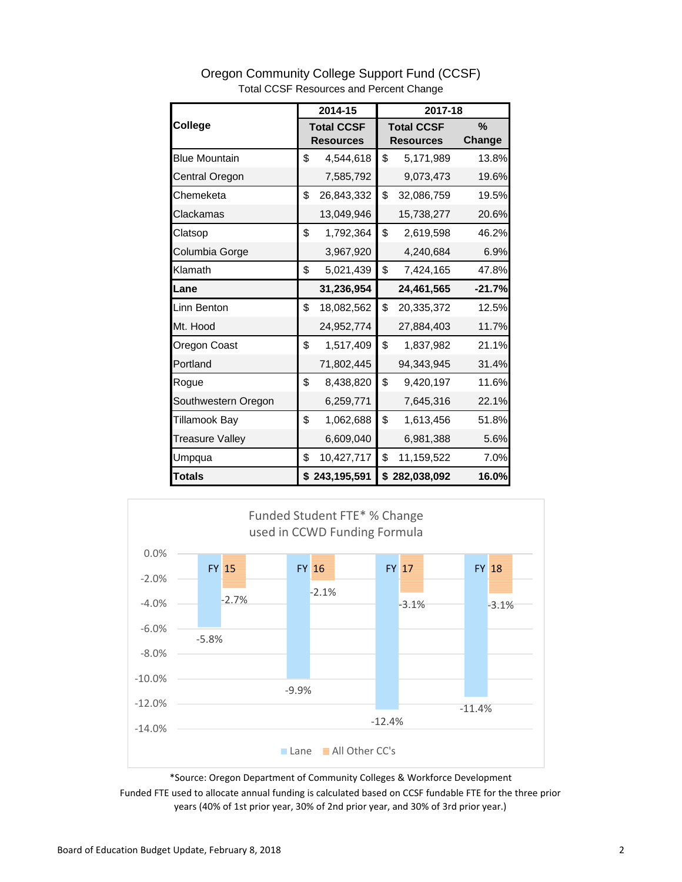## Oregon Community College Support Fund (CCSF)

Total CCSF Resources and Percent Change

| College | 2014-15 Total CCSF Resources | 2017-18 Total CCSF Resources | 2017-18 % Change |
|---|---|---|---|
| Blue Mountain | $ 4,544,618 | $ 5,171,989 | 13.8% |
| Central Oregon | 7,585,792 | 9,073,473 | 19.6% |
| Chemeketa | $ 26,843,332 | $ 32,086,759 | 19.5% |
| Clackamas | 13,049,946 | 15,738,277 | 20.6% |
| Clatsop | $ 1,792,364 | $ 2,619,598 | 46.2% |
| Columbia Gorge | 3,967,920 | 4,240,684 | 6.9% |
| Klamath | $ 5,021,439 | $ 7,424,165 | 47.8% |
| **Lane** | **31,236,954** | **24,461,565** | **-21.7%** |
| Linn Benton | $ 18,082,562 | $ 20,335,372 | 12.5% |
| Mt. Hood | 24,952,774 | 27,884,403 | 11.7% |
| Oregon Coast | $ 1,517,409 | $ 1,837,982 | 21.1% |
| Portland | 71,802,445 | 94,343,945 | 31.4% |
| Rogue | $ 8,438,820 | $ 9,420,197 | 11.6% |
| Southwestern Oregon | 6,259,771 | 7,645,316 | 22.1% |
| Tillamook Bay | $ 1,062,688 | $ 1,613,456 | 51.8% |
| Treasure Valley | 6,609,040 | 6,981,388 | 5.6% |
| Umpqua | $ 10,427,717 | $ 11,159,522 | 7.0% |
| **Totals** | **$ 243,195,591** | **$ 282,038,092** | **16.0%** |

### Funded Student FTE* % Change used in CCWD Funding Formula

| | Lane | All Other CC's |
|---|---|---|
| FY 15 | -5.8% | -2.7% |
| FY 16 | -9.9% | -2.1% |
| FY 17 | -12.4% | -3.1% |
| FY 18 | -11.4% | -3.1% |

*Source: Oregon Department of Community Colleges & Workforce Development

Funded FTE used to allocate annual funding is calculated based on CCSF fundable FTE for the three prior years (40% of 1st prior year, 30% of 2nd prior year, and 30% of 3rd prior year.)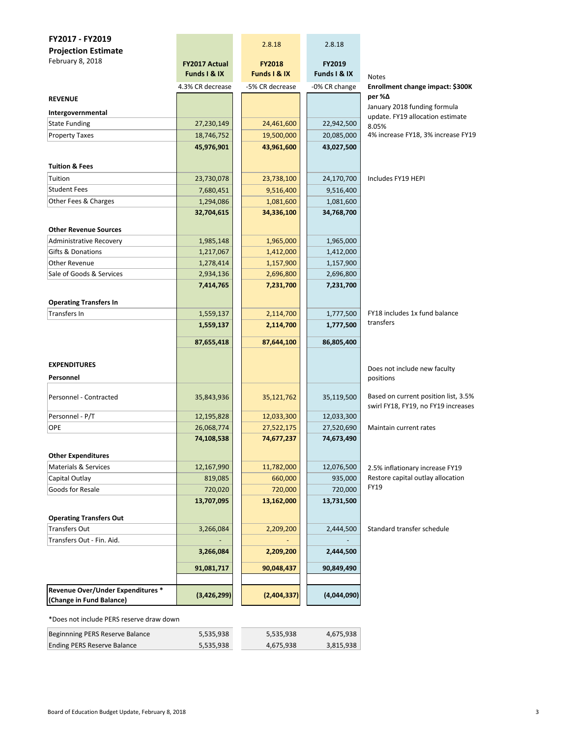**FY2017 - FY2019**
**Projection Estimate**
February 8, 2018

| | FY2017 Actual Funds I & IX | 2.8.18 FY2018 Funds I & IX | 2.8.18 FY2019 Funds I & IX | Notes |
|---|---|---|---|---|
| | 4.3% CR decrease | -5% CR decrease | -0% CR change | **Enrollment change impact: $300K per %Δ** |
| **REVENUE** | | | | |
| **Intergovernmental** | | | | January 2018 funding formula update. FY19 allocation estimate 8.05% |
| State Funding | 27,230,149 | 24,461,600 | 22,942,500 | |
| Property Taxes | 18,746,752 | 19,500,000 | 20,085,000 | 4% increase FY18, 3% increase FY19 |
| | **45,976,901** | **43,961,600** | **43,027,500** | |
| **Tuition & Fees** | | | | |
| Tuition | 23,730,078 | 23,738,100 | 24,170,700 | Includes FY19 HEPI |
| Student Fees | 7,680,451 | 9,516,400 | 9,516,400 | |
| Other Fees & Charges | 1,294,086 | 1,081,600 | 1,081,600 | |
| | **32,704,615** | **34,336,100** | **34,768,700** | |
| **Other Revenue Sources** | | | | |
| Administrative Recovery | 1,985,148 | 1,965,000 | 1,965,000 | |
| Gifts & Donations | 1,217,067 | 1,412,000 | 1,412,000 | |
| Other Revenue | 1,278,414 | 1,157,900 | 1,157,900 | |
| Sale of Goods & Services | 2,934,136 | 2,696,800 | 2,696,800 | |
| | **7,414,765** | **7,231,700** | **7,231,700** | |
| **Operating Transfers In** | | | | |
| Transfers In | 1,559,137 | 2,114,700 | 1,777,500 | FY18 includes 1x fund balance transfers |
| | **1,559,137** | **2,114,700** | **1,777,500** | |
| | **87,655,418** | **87,644,100** | **86,805,400** | |
| **EXPENDITURES** | | | | |
| **Personnel** | | | | Does not include new faculty positions |
| Personnel - Contracted | 35,843,936 | 35,121,762 | 35,119,500 | Based on current position list, 3.5% swirl FY18, FY19, no FY19 increases |
| Personnel - P/T | 12,195,828 | 12,033,300 | 12,033,300 | |
| OPE | 26,068,774 | 27,522,175 | 27,520,690 | Maintain current rates |
| | **74,108,538** | **74,677,237** | **74,673,490** | |
| **Other Expenditures** | | | | |
| Materials & Services | 12,167,990 | 11,782,000 | 12,076,500 | 2.5% inflationary increase FY19 |
| Capital Outlay | 819,085 | 660,000 | 935,000 | Restore capital outlay allocation FY19 |
| Goods for Resale | 720,020 | 720,000 | 720,000 | |
| | **13,707,095** | **13,162,000** | **13,731,500** | |
| **Operating Transfers Out** | | | | |
| Transfers Out | 3,266,084 | 2,209,200 | 2,444,500 | Standard transfer schedule |
| Transfers Out - Fin. Aid. | - | - | - | |
| | **3,266,084** | **2,209,200** | **2,444,500** | |
| | **91,081,717** | **90,048,437** | **90,849,490** | |
| **Revenue Over/Under Expenditures * (Change in Fund Balance)** | **(3,426,299)** | **(2,404,337)** | **(4,044,090)** | |

*Does not include PERS reserve draw down

| | FY2017 | FY2018 | FY2019 |
|---|---|---|---|
| Beginnning PERS Reserve Balance | 5,535,938 | 5,535,938 | 4,675,938 |
| Ending PERS Reserve Balance | 5,535,938 | 4,675,938 | 3,815,938 |

Board of Education Budget Update, February 8, 2018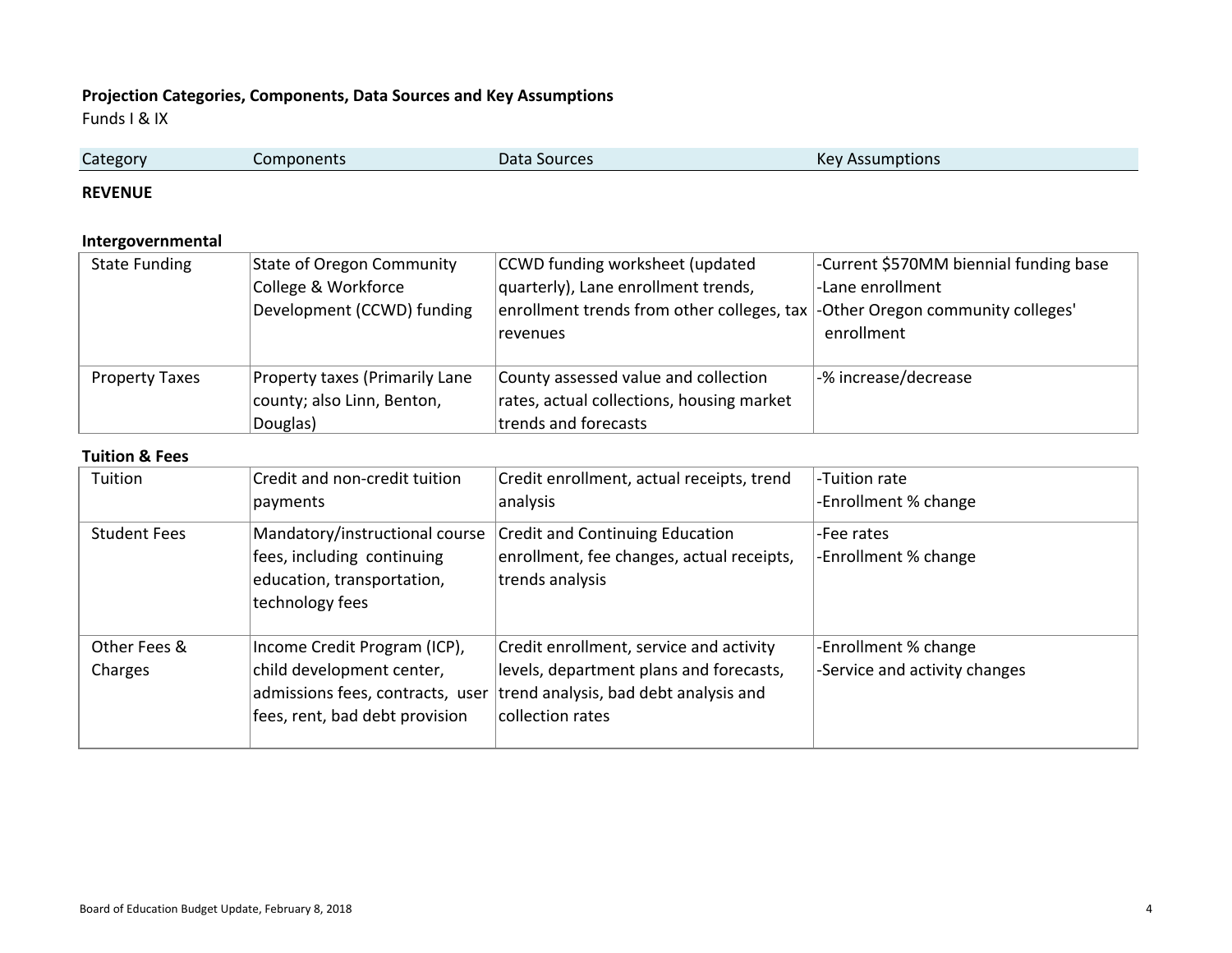**Projection Categories, Components, Data Sources and Key Assumptions**

Funds I & IX

| Category | Components | Data Sources | Key Assumptions |
|---|---|---|---|
| **REVENUE** | | | |
| **Intergovernmental** | | | |
| State Funding | State of Oregon Community College & Workforce Development (CCWD) funding | CCWD funding worksheet (updated quarterly), Lane enrollment trends, enrollment trends from other colleges, tax revenues | -Current $570MM biennial funding base<br>-Lane enrollment<br>-Other Oregon community colleges' enrollment |
| Property Taxes | Property taxes (Primarily Lane county; also Linn, Benton, Douglas) | County assessed value and collection rates, actual collections, housing market trends and forecasts | -% increase/decrease |
| **Tuition & Fees** | | | |
| Tuition | Credit and non-credit tuition payments | Credit enrollment, actual receipts, trend analysis | -Tuition rate<br>-Enrollment % change |
| Student Fees | Mandatory/instructional course fees, including continuing education, transportation, technology fees | Credit and Continuing Education enrollment, fee changes, actual receipts, trends analysis | -Fee rates<br>-Enrollment % change |
| Other Fees & Charges | Income Credit Program (ICP), child development center, admissions fees, contracts, user fees, rent, bad debt provision | Credit enrollment, service and activity levels, department plans and forecasts, trend analysis, bad debt analysis and collection rates | -Enrollment % change<br>-Service and activity changes |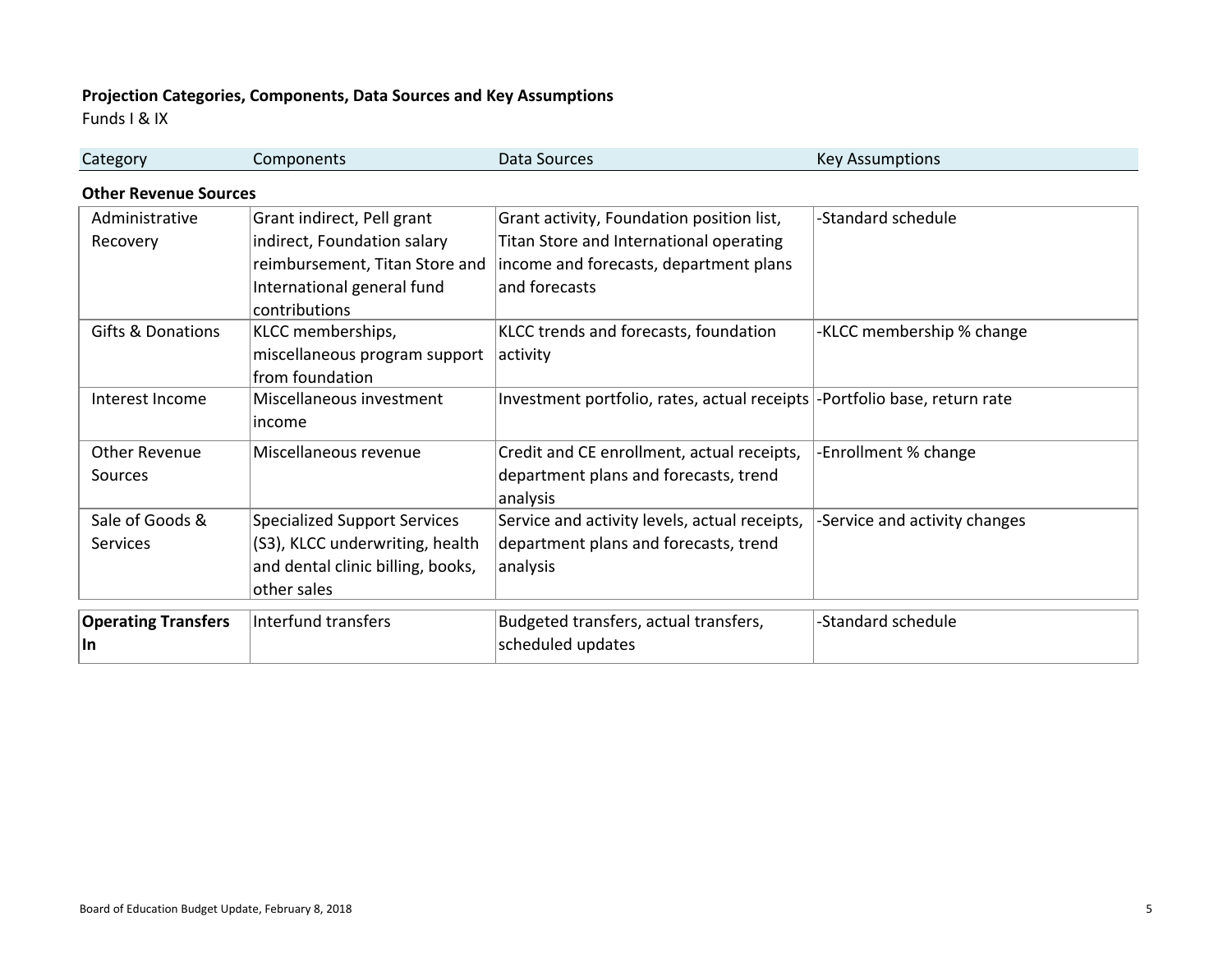**Projection Categories, Components, Data Sources and Key Assumptions**
Funds I & IX

| Category | Components | Data Sources | Key Assumptions |
|---|---|---|---|
| **Other Revenue Sources** | | | |
| Administrative Recovery | Grant indirect, Pell grant indirect, Foundation salary reimbursement, Titan Store and International general fund contributions | Grant activity, Foundation position list, Titan Store and International operating income and forecasts, department plans and forecasts | -Standard schedule |
| Gifts & Donations | KLCC memberships, miscellaneous program support from foundation | KLCC trends and forecasts, foundation activity | -KLCC membership % change |
| Interest Income | Miscellaneous investment income | Investment portfolio, rates, actual receipts | -Portfolio base, return rate |
| Other Revenue Sources | Miscellaneous revenue | Credit and CE enrollment, actual receipts, department plans and forecasts, trend analysis | -Enrollment % change |
| Sale of Goods & Services | Specialized Support Services (S3), KLCC underwriting, health and dental clinic billing, books, other sales | Service and activity levels, actual receipts, department plans and forecasts, trend analysis | -Service and activity changes |
| **Operating Transfers In** | Interfund transfers | Budgeted transfers, actual transfers, scheduled updates | -Standard schedule |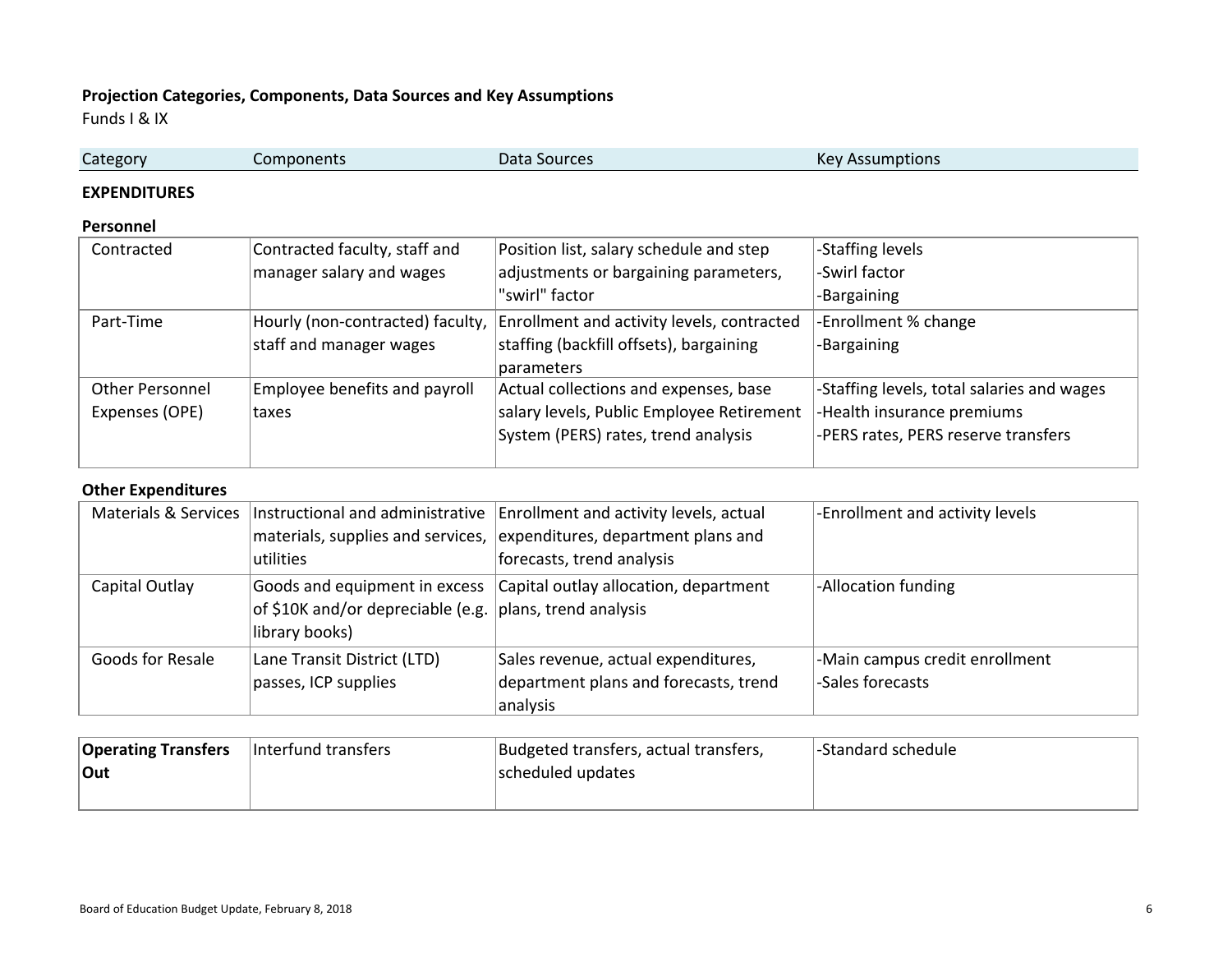**Projection Categories, Components, Data Sources and Key Assumptions**

Funds I & IX

| Category | Components | Data Sources | Key Assumptions |
|---|---|---|---|
| **EXPENDITURES** | | | |
| **Personnel** | | | |
| Contracted | Contracted faculty, staff and manager salary and wages | Position list, salary schedule and step adjustments or bargaining parameters, "swirl" factor | -Staffing levels<br>-Swirl factor<br>-Bargaining |
| Part-Time | Hourly (non-contracted) faculty, staff and manager wages | Enrollment and activity levels, contracted staffing (backfill offsets), bargaining parameters | -Enrollment % change<br>-Bargaining |
| Other Personnel Expenses (OPE) | Employee benefits and payroll taxes | Actual collections and expenses, base salary levels, Public Employee Retirement System (PERS) rates, trend analysis | -Staffing levels, total salaries and wages<br>-Health insurance premiums<br>-PERS rates, PERS reserve transfers |
| **Other Expenditures** | | | |
| Materials & Services | Instructional and administrative materials, supplies and services, utilities | Enrollment and activity levels, actual expenditures, department plans and forecasts, trend analysis | -Enrollment and activity levels |
| Capital Outlay | Goods and equipment in excess of $10K and/or depreciable (e.g. library books) | Capital outlay allocation, department plans, trend analysis | -Allocation funding |
| Goods for Resale | Lane Transit District (LTD) passes, ICP supplies | Sales revenue, actual expenditures, department plans and forecasts, trend analysis | -Main campus credit enrollment<br>-Sales forecasts |
| **Operating Transfers Out** | Interfund transfers | Budgeted transfers, actual transfers, scheduled updates | -Standard schedule |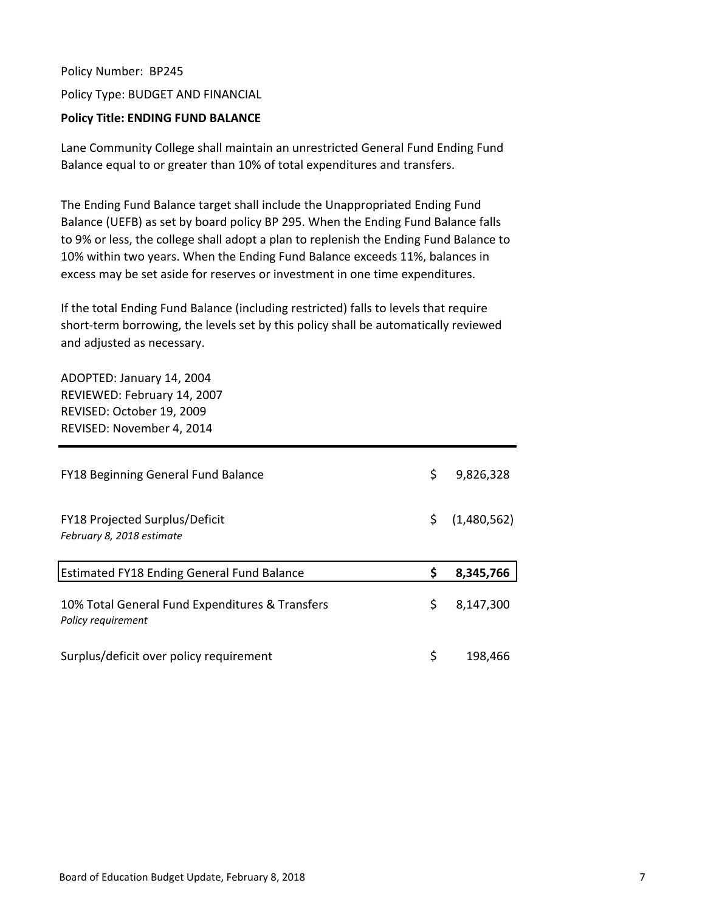Policy Number: BP245

Policy Type: BUDGET AND FINANCIAL

**Policy Title: ENDING FUND BALANCE**

Lane Community College shall maintain an unrestricted General Fund Ending Fund Balance equal to or greater than 10% of total expenditures and transfers.

The Ending Fund Balance target shall include the Unappropriated Ending Fund Balance (UEFB) as set by board policy BP 295. When the Ending Fund Balance falls to 9% or less, the college shall adopt a plan to replenish the Ending Fund Balance to 10% within two years. When the Ending Fund Balance exceeds 11%, balances in excess may be set aside for reserves or investment in one time expenditures.

If the total Ending Fund Balance (including restricted) falls to levels that require short-term borrowing, the levels set by this policy shall be automatically reviewed and adjusted as necessary.

ADOPTED: January 14, 2004
REVIEWED: February 14, 2007
REVISED: October 19, 2009
REVISED: November 4, 2014

| | | |
|---|---|---|
| FY18 Beginning General Fund Balance | $ | 9,826,328 |
| FY18 Projected Surplus/Deficit<br>*February 8, 2018 estimate* | $ | (1,480,562) |
| Estimated FY18 Ending General Fund Balance | **$** | **8,345,766** |
| 10% Total General Fund Expenditures & Transfers<br>*Policy requirement* | $ | 8,147,300 |
| Surplus/deficit over policy requirement | $ | 198,466 |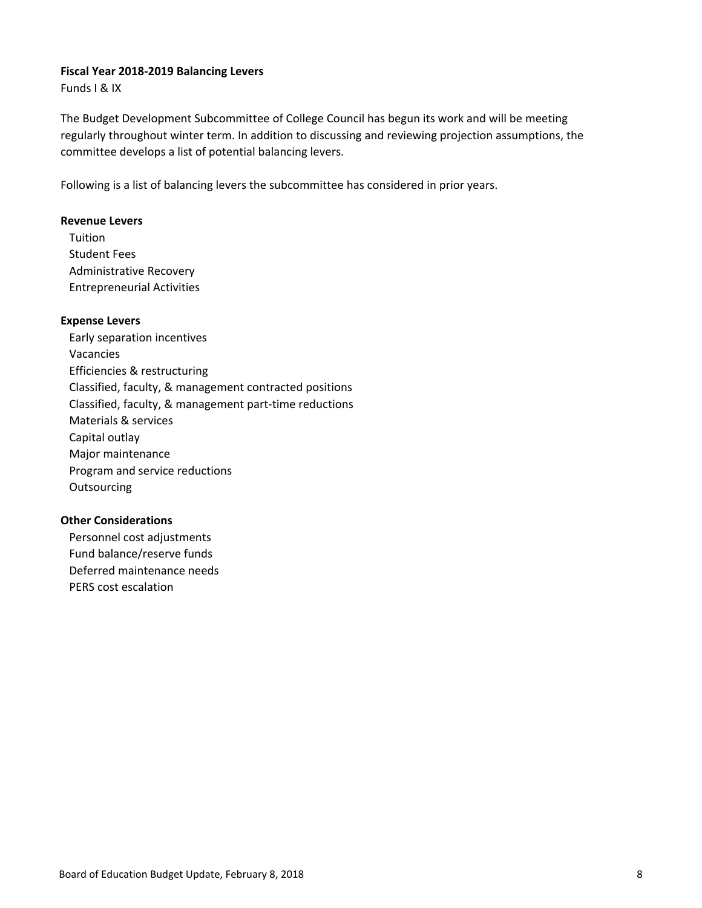**Fiscal Year 2018-2019 Balancing Levers**

Funds I & IX

The Budget Development Subcommittee of College Council has begun its work and will be meeting regularly throughout winter term. In addition to discussing and reviewing projection assumptions, the committee develops a list of potential balancing levers.

Following is a list of balancing levers the subcommittee has considered in prior years.

**Revenue Levers**

- Tuition
- Student Fees
- Administrative Recovery
- Entrepreneurial Activities

**Expense Levers**

- Early separation incentives
- Vacancies
- Efficiencies & restructuring
- Classified, faculty, & management contracted positions
- Classified, faculty, & management part-time reductions
- Materials & services
- Capital outlay
- Major maintenance
- Program and service reductions
- Outsourcing

**Other Considerations**

- Personnel cost adjustments
- Fund balance/reserve funds
- Deferred maintenance needs
- PERS cost escalation